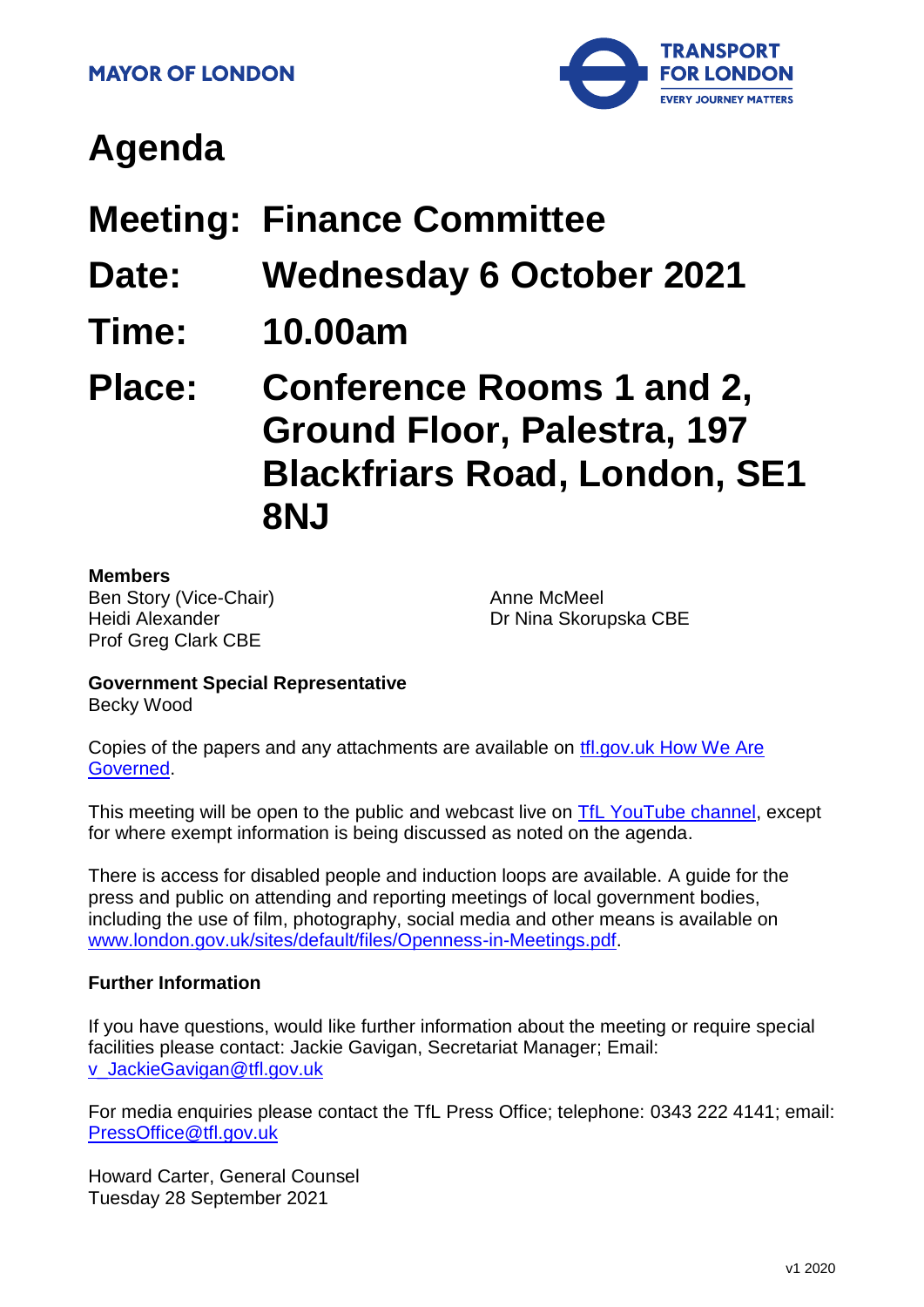**MAYOR OF LONDON**

**TRANSPORT FOR LONDON**
**EVERY JOURNEY MATTERS**

# Agenda

## Meeting: Finance Committee

## Date: Wednesday 6 October 2021

## Time: 10.00am

## Place: Conference Rooms 1 and 2, Ground Floor, Palestra, 197 Blackfriars Road, London, SE1 8NJ

**Members**

Ben Story (Vice-Chair)
Heidi Alexander
Prof Greg Clark CBE
Anne McMeel
Dr Nina Skorupska CBE

**Government Special Representative**

Becky Wood

Copies of the papers and any attachments are available on tfl.gov.uk How We Are Governed.

This meeting will be open to the public and webcast live on TfL YouTube channel, except for where exempt information is being discussed as noted on the agenda.

There is access for disabled people and induction loops are available. A guide for the press and public on attending and reporting meetings of local government bodies, including the use of film, photography, social media and other means is available on www.london.gov.uk/sites/default/files/Openness-in-Meetings.pdf.

**Further Information**

If you have questions, would like further information about the meeting or require special facilities please contact: Jackie Gavigan, Secretariat Manager; Email: v_JackieGavigan@tfl.gov.uk

For media enquiries please contact the TfL Press Office; telephone: 0343 222 4141; email: PressOffice@tfl.gov.uk

Howard Carter, General Counsel
Tuesday 28 September 2021

v1 2020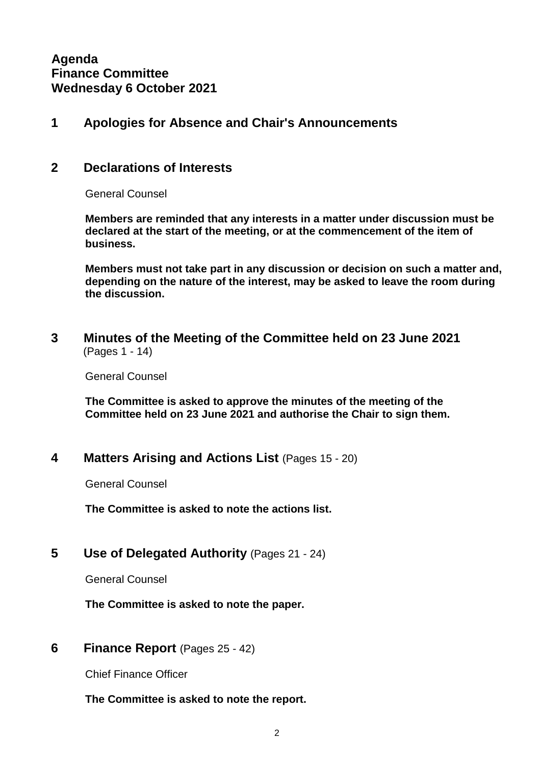**Agenda**
**Finance Committee**
**Wednesday 6 October 2021**

## 1 Apologies for Absence and Chair's Announcements

## 2 Declarations of Interests

General Counsel

**Members are reminded that any interests in a matter under discussion must be declared at the start of the meeting, or at the commencement of the item of business.**

**Members must not take part in any discussion or decision on such a matter and, depending on the nature of the interest, may be asked to leave the room during the discussion.**

## 3 Minutes of the Meeting of the Committee held on 23 June 2021 (Pages 1 - 14)

General Counsel

**The Committee is asked to approve the minutes of the meeting of the Committee held on 23 June 2021 and authorise the Chair to sign them.**

## 4 Matters Arising and Actions List (Pages 15 - 20)

General Counsel

**The Committee is asked to note the actions list.**

## 5 Use of Delegated Authority (Pages 21 - 24)

General Counsel

**The Committee is asked to note the paper.**

## 6 Finance Report (Pages 25 - 42)

Chief Finance Officer

**The Committee is asked to note the report.**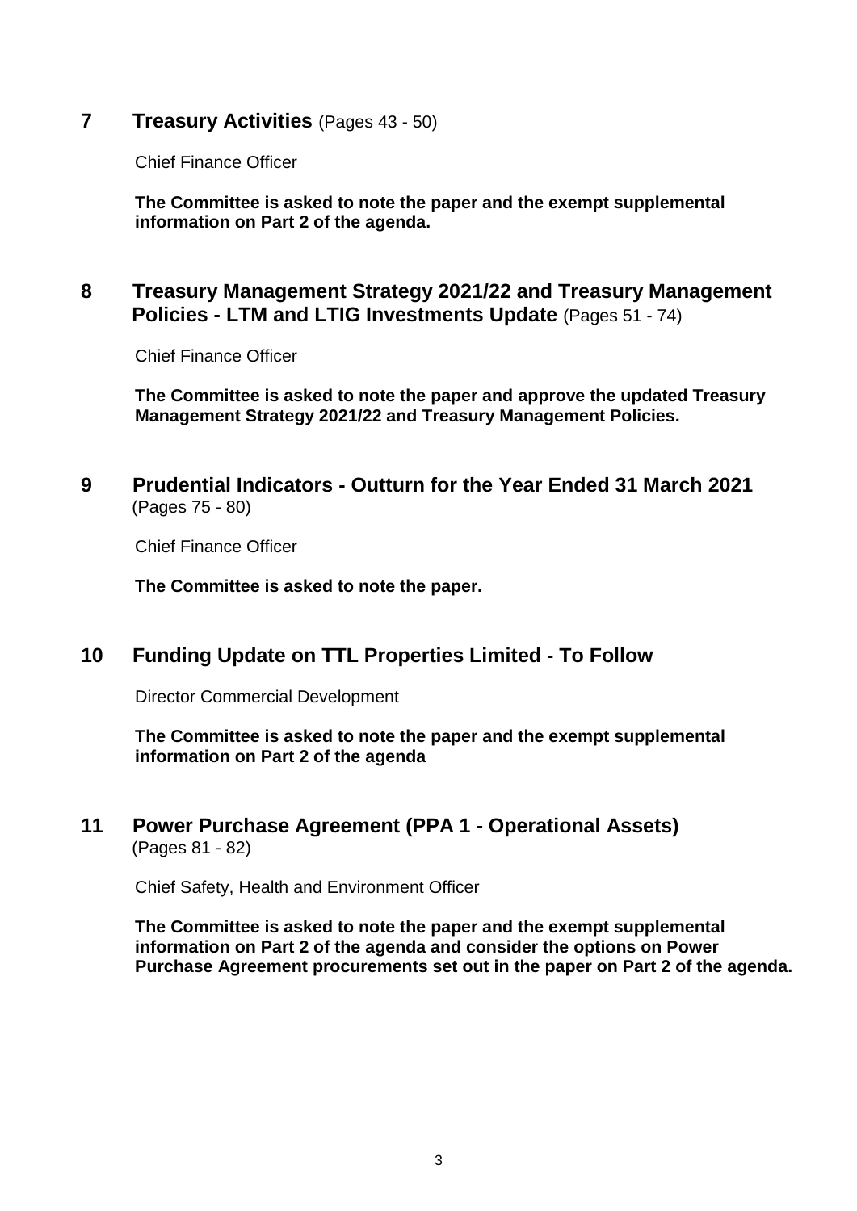## 7 **Treasury Activities** (Pages 43 - 50)

Chief Finance Officer

**The Committee is asked to note the paper and the exempt supplemental information on Part 2 of the agenda.**

## 8 **Treasury Management Strategy 2021/22 and Treasury Management Policies - LTM and LTIG Investments Update** (Pages 51 - 74)

Chief Finance Officer

**The Committee is asked to note the paper and approve the updated Treasury Management Strategy 2021/22 and Treasury Management Policies.**

## 9 **Prudential Indicators - Outturn for the Year Ended 31 March 2021** (Pages 75 - 80)

Chief Finance Officer

**The Committee is asked to note the paper.**

## 10 **Funding Update on TTL Properties Limited - To Follow**

Director Commercial Development

**The Committee is asked to note the paper and the exempt supplemental information on Part 2 of the agenda**

## 11 **Power Purchase Agreement (PPA 1 - Operational Assets)** (Pages 81 - 82)

Chief Safety, Health and Environment Officer

**The Committee is asked to note the paper and the exempt supplemental information on Part 2 of the agenda and consider the options on Power Purchase Agreement procurements set out in the paper on Part 2 of the agenda.**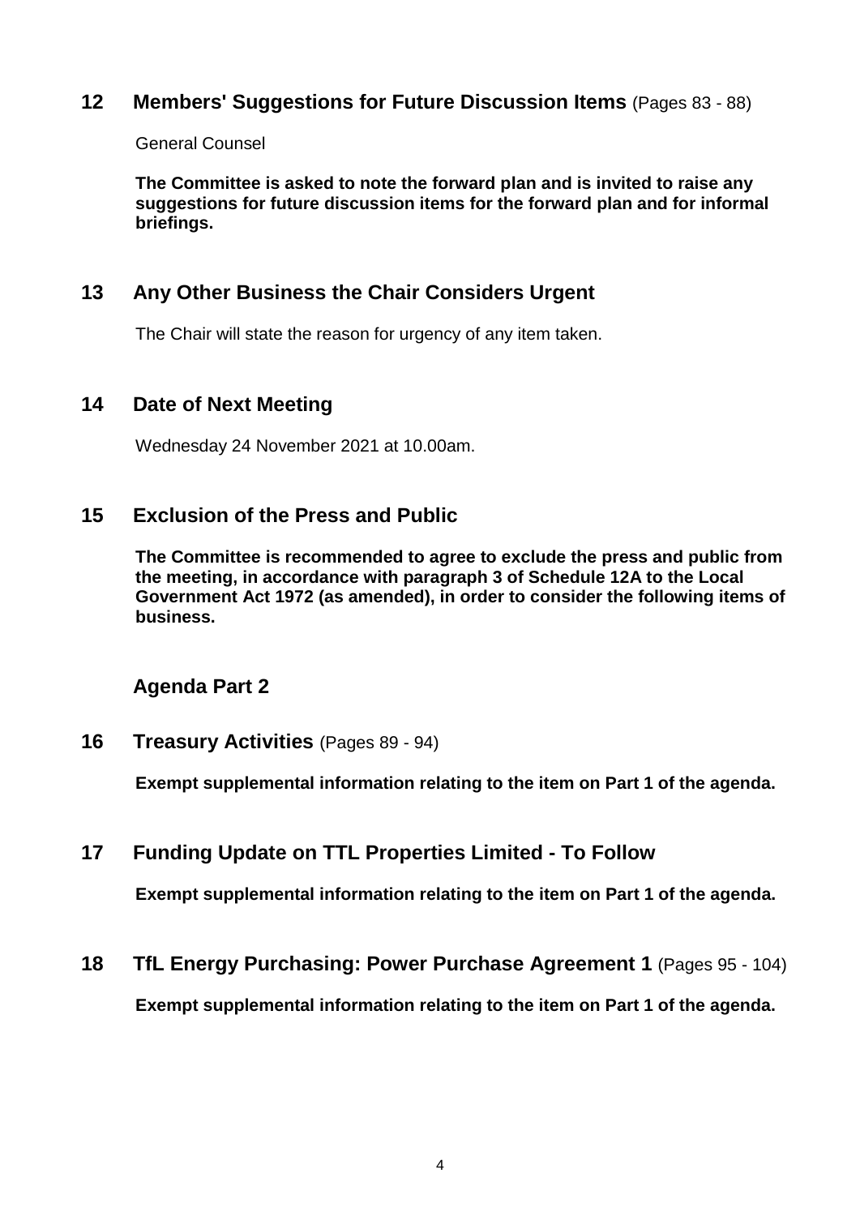## 12 Members' Suggestions for Future Discussion Items (Pages 83 - 88)

General Counsel

**The Committee is asked to note the forward plan and is invited to raise any suggestions for future discussion items for the forward plan and for informal briefings.**

## 13 Any Other Business the Chair Considers Urgent

The Chair will state the reason for urgency of any item taken.

## 14 Date of Next Meeting

Wednesday 24 November 2021 at 10.00am.

## 15 Exclusion of the Press and Public

**The Committee is recommended to agree to exclude the press and public from the meeting, in accordance with paragraph 3 of Schedule 12A to the Local Government Act 1972 (as amended), in order to consider the following items of business.**

# Agenda Part 2

## 16 Treasury Activities (Pages 89 - 94)

**Exempt supplemental information relating to the item on Part 1 of the agenda.**

## 17 Funding Update on TTL Properties Limited - To Follow

**Exempt supplemental information relating to the item on Part 1 of the agenda.**

## 18 TfL Energy Purchasing: Power Purchase Agreement 1 (Pages 95 - 104)

**Exempt supplemental information relating to the item on Part 1 of the agenda.**